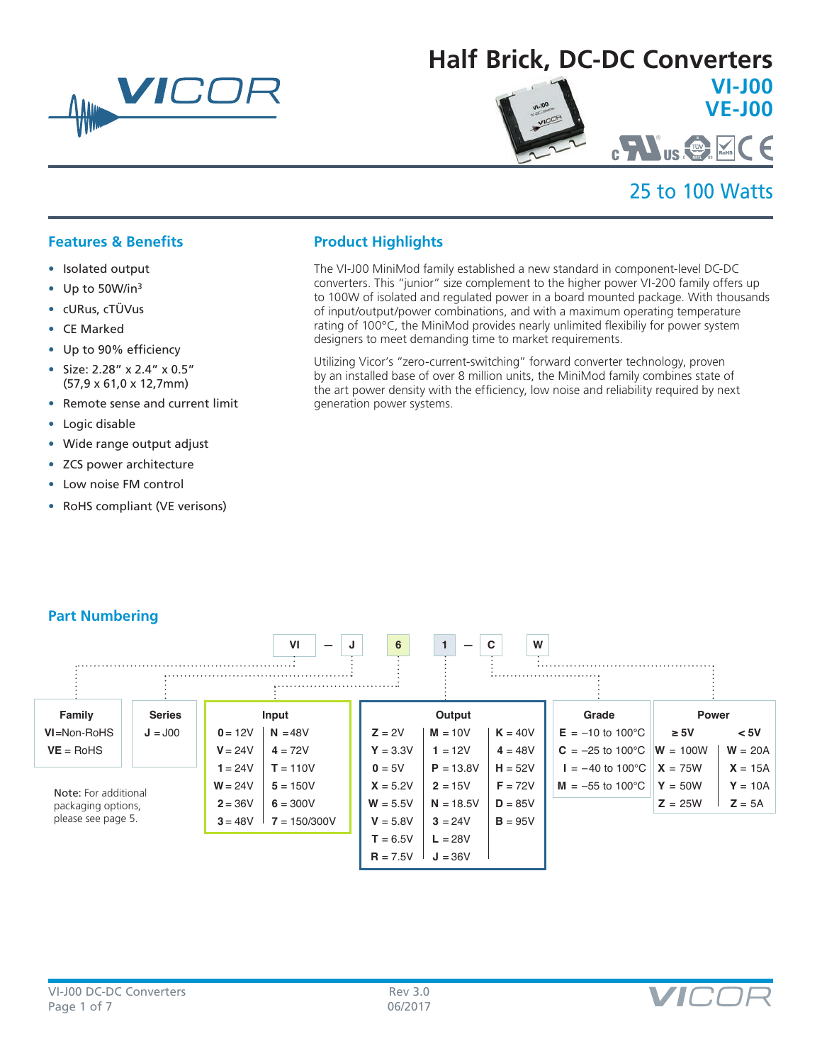# Half Brick, DC-DC Converters

## VI-J00
## VE-J00

### 25 to 100 Watts

## Features & Benefits

- Isolated output
- Up to 50W/in$^3$
- cURus, cTÜVus
- CE Marked
- Up to 90% efficiency
- Size: 2.28" x 2.4" x 0.5" (57,9 x 61,0 x 12,7mm)
- Remote sense and current limit
- Logic disable
- Wide range output adjust
- ZCS power architecture
- Low noise FM control
- RoHS compliant (VE verisons)

## Product Highlights

The VI-J00 MiniMod family established a new standard in component-level DC-DC converters. This "junior" size complement to the higher power VI-200 family offers up to 100W of isolated and regulated power in a board mounted package. With thousands of input/output/power combinations, and with a maximum operating temperature rating of 100°C, the MiniMod provides nearly unlimited flexibiliy for power system designers to meet demanding time to market requirements.

Utilizing Vicor's "zero-current-switching" forward converter technology, proven by an installed base of over 8 million units, the MiniMod family combines state of the art power density with the efficiency, low noise and reliability required by next generation power systems.

## Part Numbering

VI — J 6 1 — C W

| Family |
|---|
| **VI** = Non-RoHS |
| **VE** = RoHS |

| Series |
|---|
| **J** = J00 |

| Input | |
|---|---|
| **0** = 12V | **N** = 48V |
| **V** = 24V | **4** = 72V |
| **1** = 24V | **T** = 110V |
| **W** = 24V | **5** = 150V |
| **2** = 36V | **6** = 300V |
| **3** = 48V | **7** = 150/300V |

| Output | | |
|---|---|---|
| **Z** = 2V | **M** = 10V | **K** = 40V |
| **Y** = 3.3V | **1** = 12V | **4** = 48V |
| **0** = 5V | **P** = 13.8V | **H** = 52V |
| **X** = 5.2V | **2** = 15V | **F** = 72V |
| **W** = 5.5V | **N** = 18.5V | **D** = 85V |
| **V** = 5.8V | **3** = 24V | **B** = 95V |
| **T** = 6.5V | **L** = 28V | |
| **R** = 7.5V | **J** = 36V | |

| Grade |
|---|
| **E** = –10 to 100°C |
| **C** = –25 to 100°C |
| **I** = –40 to 100°C |
| **M** = –55 to 100°C |

| Power | |
|---|---|
| **≥ 5V** | **< 5V** |
| **W** = 100W | **W** = 20A |
| **X** = 75W | **X** = 15A |
| **Y** = 50W | **Y** = 10A |
| **Z** = 25W | **Z** = 5A |

Note: For additional packaging options, please see page 5.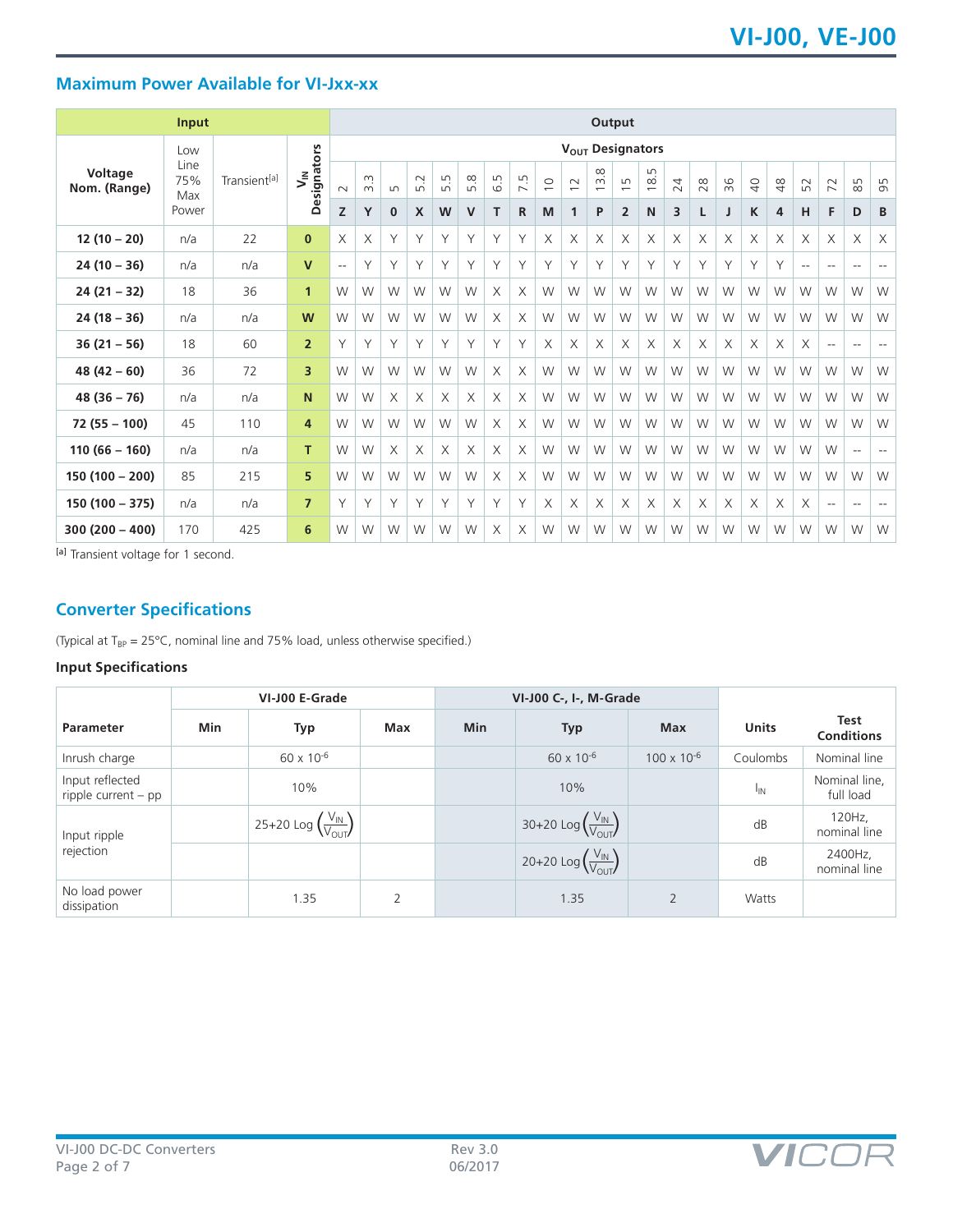## Maximum Power Available for VI-Jxx-xx

| Input | | | | Output | | | | | | | | | | | | | | | | | | | | | |
|---|---|---|---|---|---|---|---|---|---|---|---|---|---|---|---|---|---|---|---|---|---|---|---|---|---|
| Voltage Nom. (Range) | Low Line 75% Max Power | Transient[a] | $V_{IN}$ Designators | $V_{OUT}$ Designators | | | | | | | | | | | | | | | | | | | | | |
| | | | | 2 | 3.3 | 5 | 5.2 | 5.5 | 5.8 | 6.5 | 7.5 | 10 | 12 | 13.8 | 15 | 18.5 | 24 | 28 | 36 | 40 | 48 | 52 | 72 | 85 | 95 |
| | | | | **Z** | **Y** | **0** | **X** | **W** | **V** | **T** | **R** | **M** | **1** | **P** | **2** | **N** | **3** | **L** | **J** | **K** | **4** | **H** | **F** | **D** | **B** |
| **12 (10 – 20)** | n/a | 22 | **0** | X | X | Y | Y | Y | Y | Y | Y | X | X | X | X | X | X | X | X | X | X | X | X | X | X |
| **24 (10 – 36)** | n/a | n/a | **V** | -- | Y | Y | Y | Y | Y | Y | Y | Y | Y | Y | Y | Y | Y | Y | Y | Y | Y | -- | -- | -- | -- |
| **24 (21 – 32)** | 18 | 36 | **1** | W | W | W | W | W | W | X | X | W | W | W | W | W | W | W | W | W | W | W | W | W | W |
| **24 (18 – 36)** | n/a | n/a | **W** | W | W | W | W | W | W | X | X | W | W | W | W | W | W | W | W | W | W | W | W | W | W |
| **36 (21 – 56)** | 18 | 60 | **2** | Y | Y | Y | Y | Y | Y | Y | Y | X | X | X | X | X | X | X | X | X | X | X | -- | -- | -- |
| **48 (42 – 60)** | 36 | 72 | **3** | W | W | W | W | W | W | X | X | W | W | W | W | W | W | W | W | W | W | W | W | W | W |
| **48 (36 – 76)** | n/a | n/a | **N** | W | W | X | X | X | X | X | X | W | W | W | W | W | W | W | W | W | W | W | W | W | W |
| **72 (55 – 100)** | 45 | 110 | **4** | W | W | W | W | W | W | X | X | W | W | W | W | W | W | W | W | W | W | W | W | W | W |
| **110 (66 – 160)** | n/a | n/a | **T** | W | W | X | X | X | X | X | X | W | W | W | W | W | W | W | W | W | W | W | W | -- | -- |
| **150 (100 – 200)** | 85 | 215 | **5** | W | W | W | W | W | W | X | X | W | W | W | W | W | W | W | W | W | W | W | W | W | W |
| **150 (100 – 375)** | n/a | n/a | **7** | Y | Y | Y | Y | Y | Y | Y | Y | X | X | X | X | X | X | X | X | X | X | X | -- | -- | -- |
| **300 (200 – 400)** | 170 | 425 | **6** | W | W | W | W | W | W | X | X | W | W | W | W | W | W | W | W | W | W | W | W | W | W |

[a] Transient voltage for 1 second.

## Converter Specifications

(Typical at $T_{BP}$ = 25°C, nominal line and 75% load, unless otherwise specified.)

### Input Specifications

| Parameter | VI-J00 E-Grade | | | VI-J00 C-, I-, M-Grade | | | Units | Test Conditions |
|---|---|---|---|---|---|---|---|---|
| | Min | Typ | Max | Min | Typ | Max | | |
| Inrush charge | | $60 \times 10^{-6}$ | | | $60 \times 10^{-6}$ | $100 \times 10^{-6}$ | Coulombs | Nominal line |
| Input reflected ripple current – pp | | 10% | | | 10% | | $I_{IN}$ | Nominal line, full load |
| Input ripple rejection | | $25+20 \text{ Log} \left(\frac{V_{IN}}{V_{OUT}}\right)$ | | | $30+20 \text{ Log} \left(\frac{V_{IN}}{V_{OUT}}\right)$ | | dB | 120Hz, nominal line |
| | | | | | $20+20 \text{ Log} \left(\frac{V_{IN}}{V_{OUT}}\right)$ | | dB | 2400Hz, nominal line |
| No load power dissipation | | 1.35 | 2 | | 1.35 | 2 | Watts | |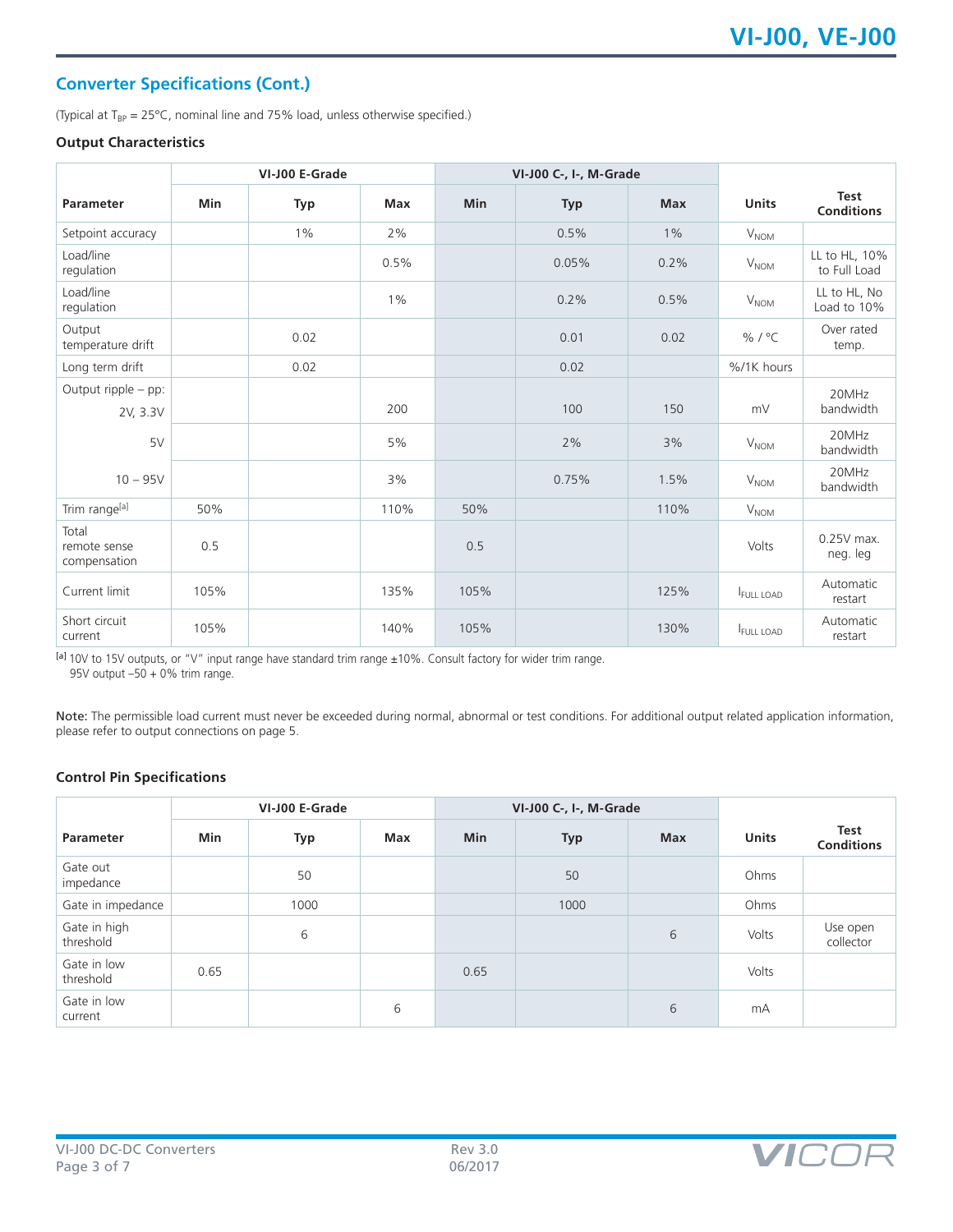## Converter Specifications (Cont.)

(Typical at $T_{BP}$ = 25°C, nominal line and 75% load, unless otherwise specified.)

### Output Characteristics

| Parameter | VI-J00 E-Grade | | | VI-J00 C-, I-, M-Grade | | | Units | Test Conditions |
|---|---|---|---|---|---|---|---|---|
| | Min | Typ | Max | Min | Typ | Max | | |
| Setpoint accuracy | | 1% | 2% | | 0.5% | 1% | $V_{NOM}$ | |
| Load/line regulation | | | 0.5% | | 0.05% | 0.2% | $V_{NOM}$ | LL to HL, 10% to Full Load |
| Load/line regulation | | | 1% | | 0.2% | 0.5% | $V_{NOM}$ | LL to HL, No Load to 10% |
| Output temperature drift | | 0.02 | | | 0.01 | 0.02 | % / °C | Over rated temp. |
| Long term drift | | 0.02 | | | 0.02 | | %/1K hours | |
| Output ripple – pp: 2V, 3.3V | | | 200 | | 100 | 150 | mV | 20MHz bandwidth |
| 5V | | | 5% | | 2% | 3% | $V_{NOM}$ | 20MHz bandwidth |
| 10 – 95V | | | 3% | | 0.75% | 1.5% | $V_{NOM}$ | 20MHz bandwidth |
| Trim range[a] | 50% | | 110% | 50% | | 110% | $V_{NOM}$ | |
| Total remote sense compensation | 0.5 | | | 0.5 | | | Volts | 0.25V max. neg. leg |
| Current limit | 105% | | 135% | 105% | | 125% | $I_{FULL\ LOAD}$ | Automatic restart |
| Short circuit current | 105% | | 140% | 105% | | 130% | $I_{FULL\ LOAD}$ | Automatic restart |

[a] 10V to 15V outputs, or "V" input range have standard trim range ±10%. Consult factory for wider trim range.
95V output –50 + 0% trim range.

**Note:** The permissible load current must never be exceeded during normal, abnormal or test conditions. For additional output related application information, please refer to output connections on page 5.

### Control Pin Specifications

| Parameter | VI-J00 E-Grade | | | VI-J00 C-, I-, M-Grade | | | Units | Test Conditions |
|---|---|---|---|---|---|---|---|---|
| | Min | Typ | Max | Min | Typ | Max | | |
| Gate out impedance | | 50 | | | 50 | | Ohms | |
| Gate in impedance | | 1000 | | | 1000 | | Ohms | |
| Gate in high threshold | | 6 | | | | 6 | Volts | Use open collector |
| Gate in low threshold | 0.65 | | | 0.65 | | | Volts | |
| Gate in low current | | | 6 | | | 6 | mA | |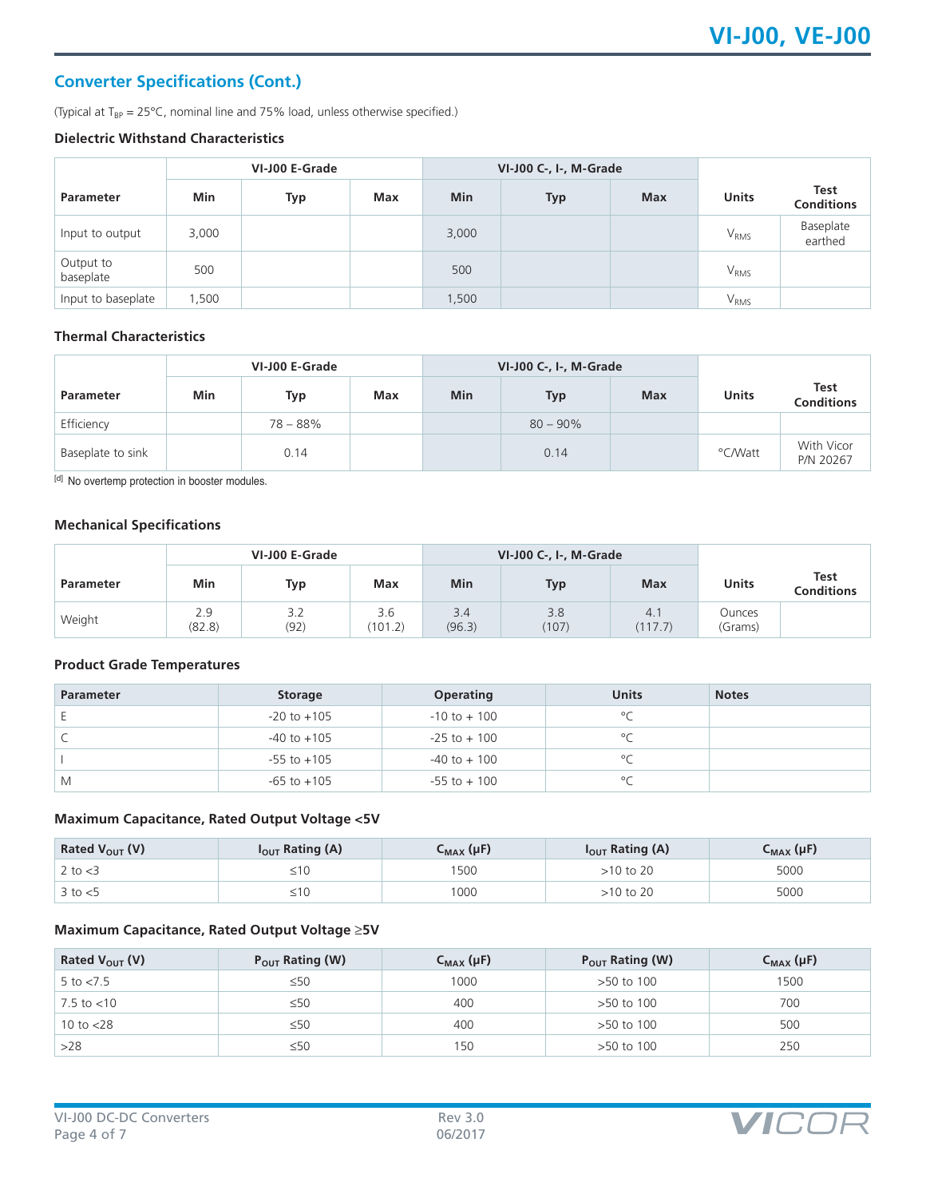## Converter Specifications (Cont.)

(Typical at $T_{BP}$ = 25°C, nominal line and 75% load, unless otherwise specified.)

### Dielectric Withstand Characteristics

| Parameter | VI-J00 E-Grade | | | VI-J00 C-, I-, M-Grade | | | Units | Test Conditions |
|---|---|---|---|---|---|---|---|---|
| | Min | Typ | Max | Min | Typ | Max | | |
| Input to output | 3,000 | | | 3,000 | | | $V_{RMS}$ | Baseplate earthed |
| Output to baseplate | 500 | | | 500 | | | $V_{RMS}$ | |
| Input to baseplate | 1,500 | | | 1,500 | | | $V_{RMS}$ | |

### Thermal Characteristics

| Parameter | VI-J00 E-Grade | | | VI-J00 C-, I-, M-Grade | | | Units | Test Conditions |
|---|---|---|---|---|---|---|---|---|
| | Min | Typ | Max | Min | Typ | Max | | |
| Efficiency | | 78 – 88% | | | 80 – 90% | | | |
| Baseplate to sink | | 0.14 | | | 0.14 | | °C/Watt | With Vicor P/N 20267 |

[d] No overtemp protection in booster modules.

### Mechanical Specifications

| Parameter | VI-J00 E-Grade | | | VI-J00 C-, I-, M-Grade | | | Units | Test Conditions |
|---|---|---|---|---|---|---|---|---|
| | Min | Typ | Max | Min | Typ | Max | | |
| Weight | 2.9 (82.8) | 3.2 (92) | 3.6 (101.2) | 3.4 (96.3) | 3.8 (107) | 4.1 (117.7) | Ounces (Grams) | |

### Product Grade Temperatures

| Parameter | Storage | Operating | Units | Notes |
|---|---|---|---|---|
| E | -20 to +105 | -10 to + 100 | °C | |
| C | -40 to +105 | -25 to + 100 | °C | |
| I | -55 to +105 | -40 to + 100 | °C | |
| M | -65 to +105 | -55 to + 100 | °C | |

### Maximum Capacitance, Rated Output Voltage <5V

| Rated $V_{OUT}$ (V) | $I_{OUT}$ Rating (A) | $C_{MAX}$ (µF) | $I_{OUT}$ Rating (A) | $C_{MAX}$ (µF) |
|---|---|---|---|---|
| 2 to <3 | ≤10 | 1500 | >10 to 20 | 5000 |
| 3 to <5 | ≤10 | 1000 | >10 to 20 | 5000 |

### Maximum Capacitance, Rated Output Voltage ≥5V

| Rated $V_{OUT}$ (V) | $P_{OUT}$ Rating (W) | $C_{MAX}$ (µF) | $P_{OUT}$ Rating (W) | $C_{MAX}$ (µF) |
|---|---|---|---|---|
| 5 to <7.5 | ≤50 | 1000 | >50 to 100 | 1500 |
| 7.5 to <10 | ≤50 | 400 | >50 to 100 | 700 |
| 10 to <28 | ≤50 | 400 | >50 to 100 | 500 |
| >28 | ≤50 | 150 | >50 to 100 | 250 |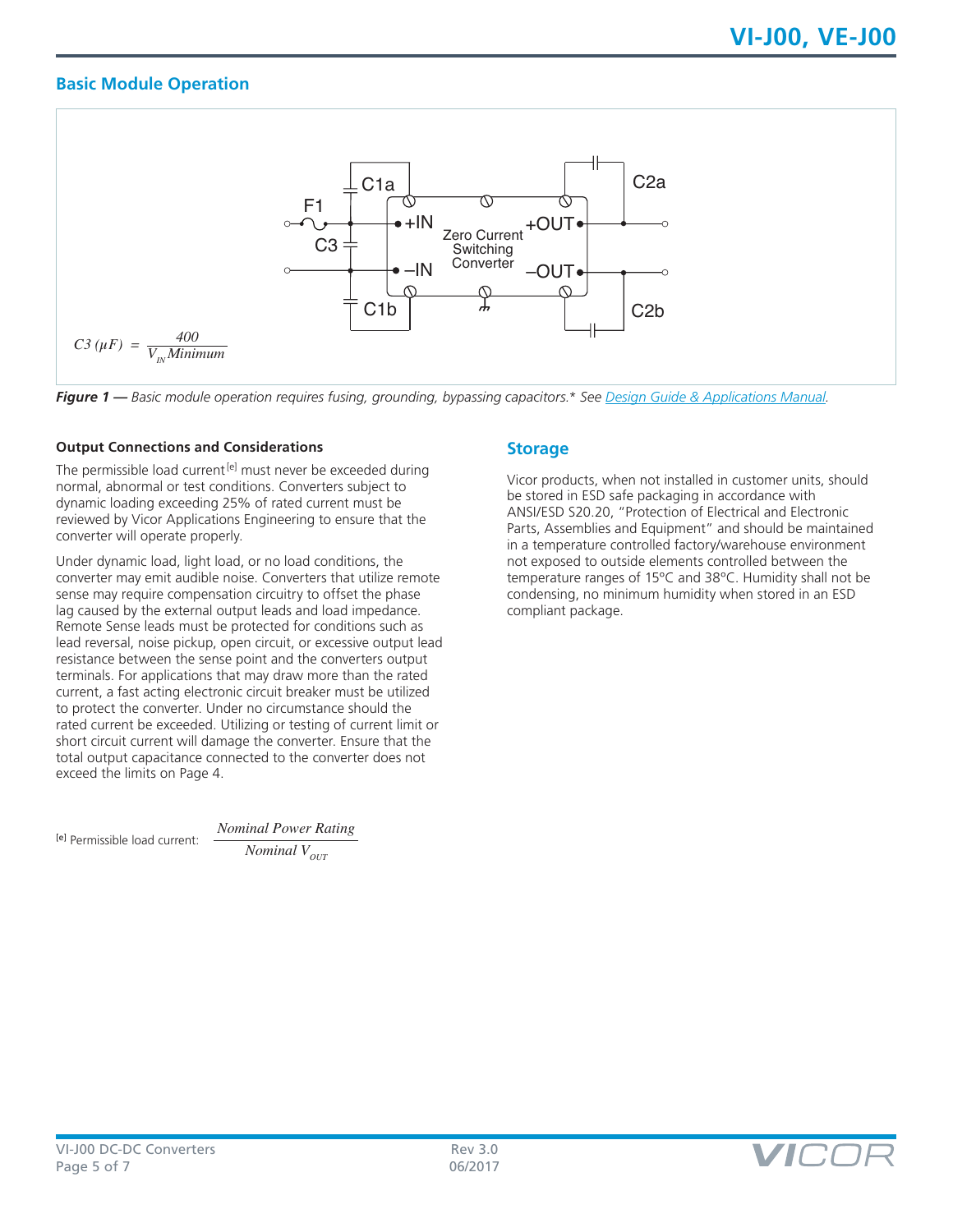## Basic Module Operation

$$C3\ (\mu F) = \frac{400}{V_{IN}\,Minimum}$$

***Figure 1 —*** *Basic module operation requires fusing, grounding, bypassing capacitors.\* See [Design Guide & Applications Manual](Design Guide & Applications Manual).*

#### Output Connections and Considerations

The permissible load current[e] must never be exceeded during normal, abnormal or test conditions. Converters subject to dynamic loading exceeding 25% of rated current must be reviewed by Vicor Applications Engineering to ensure that the converter will operate properly.

Under dynamic load, light load, or no load conditions, the converter may emit audible noise. Converters that utilize remote sense may require compensation circuitry to offset the phase lag caused by the external output leads and load impedance. Remote Sense leads must be protected for conditions such as lead reversal, noise pickup, open circuit, or excessive output lead resistance between the sense point and the converters output terminals. For applications that may draw more than the rated current, a fast acting electronic circuit breaker must be utilized to protect the converter. Under no circumstance should the rated current be exceeded. Utilizing or testing of current limit or short circuit current will damage the converter. Ensure that the total output capacitance connected to the converter does not exceed the limits on Page 4.

[e] Permissible load current: $\dfrac{Nominal\ Power\ Rating}{Nominal\ V_{OUT}}$

## Storage

Vicor products, when not installed in customer units, should be stored in ESD safe packaging in accordance with ANSI/ESD S20.20, "Protection of Electrical and Electronic Parts, Assemblies and Equipment" and should be maintained in a temperature controlled factory/warehouse environment not exposed to outside elements controlled between the temperature ranges of 15°C and 38°C. Humidity shall not be condensing, no minimum humidity when stored in an ESD compliant package.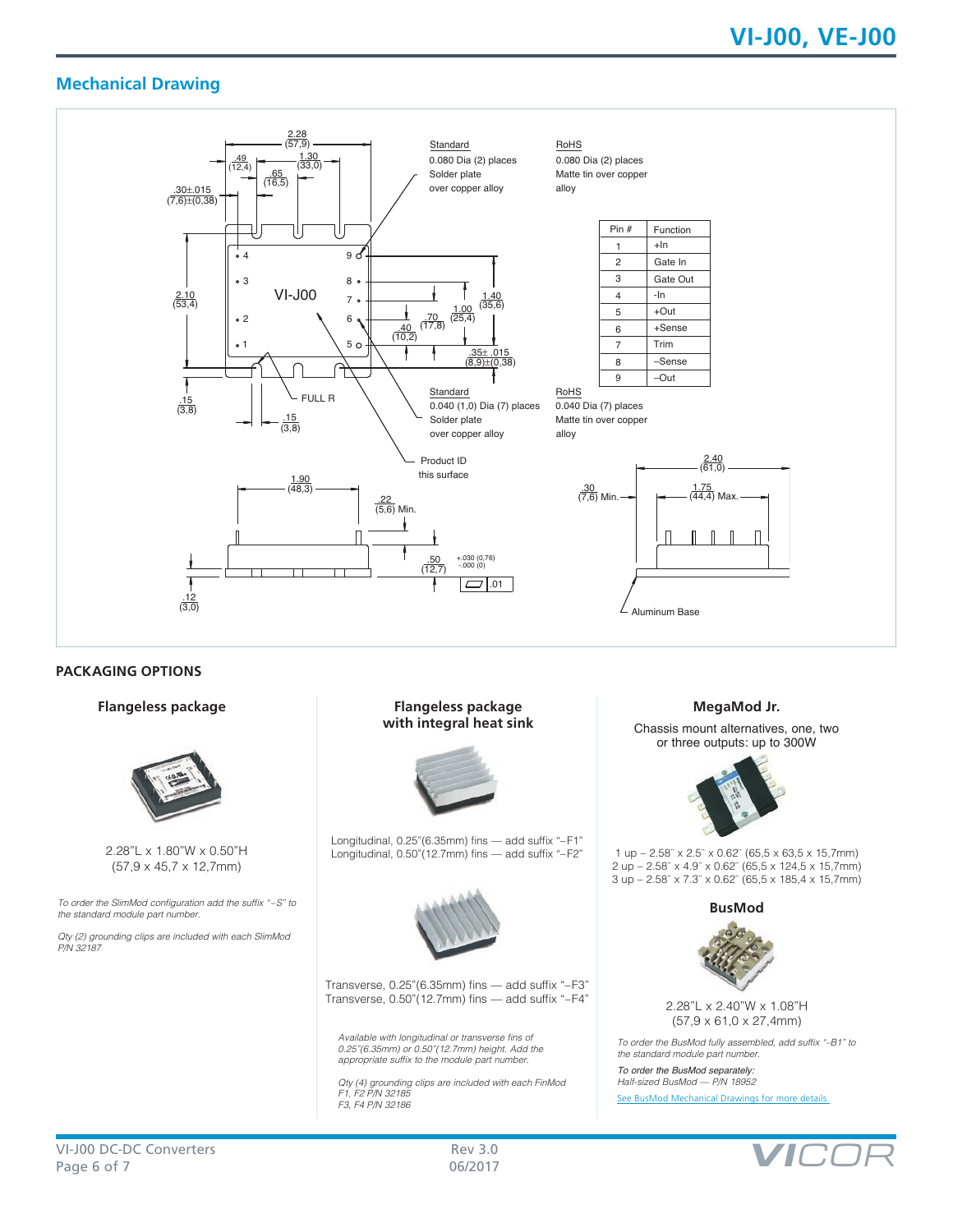## Mechanical Drawing

Standard
0.080 Dia (2) places
Solder plate
over copper alloy

RoHS
0.080 Dia (2) places
Matte tin over copper
alloy

| Pin # | Function |
|---|---|
| 1 | +In |
| 2 | Gate In |
| 3 | Gate Out |
| 4 | -In |
| 5 | +Out |
| 6 | +Sense |
| 7 | Trim |
| 8 | –Sense |
| 9 | –Out |

Standard
0.040 (1,0) Dia (7) places
Solder plate
over copper alloy

RoHS
0.040 Dia (7) places
Matte tin over copper
alloy

Product ID
this surface

Aluminum Base

## PACKAGING OPTIONS

### Flangeless package

2.28"L x 1.80"W x 0.50"H
(57,9 x 45,7 x 12,7mm)

*To order the SlimMod configuration add the suffix "–S" to the standard module part number.*

*Qty (2) grounding clips are included with each SlimMod P/N 32187*

### Flangeless package with integral heat sink

Longitudinal, 0.25"(6.35mm) fins — add suffix "–F1"
Longitudinal, 0.50"(12.7mm) fins — add suffix "–F2"

Transverse, 0.25"(6.35mm) fins — add suffix "–F3"
Transverse, 0.50"(12.7mm) fins — add suffix "–F4"

*Available with longitudinal or transverse fins of 0.25"(6.35mm) or 0.50"(12.7mm) height. Add the appropriate suffix to the module part number.*

*Qty (4) grounding clips are included with each FinMod F1, F2 P/N 32185
F3, F4 P/N 32186*

### MegaMod Jr.

Chassis mount alternatives, one, two or three outputs: up to 300W

1 up – 2.58" x 2.5" x 0.62" (65,5 x 63,5 x 15,7mm)
2 up – 2.58" x 4.9" x 0.62" (65,5 x 124,5 x 15,7mm)
3 up – 2.58" x 7.3" x 0.62" (65,5 x 185,4 x 15,7mm)

### BusMod

2.28"L x 2.40"W x 1.08"H
(57,9 x 61,0 x 27,4mm)

*To order the BusMod fully assembled, add suffix "–B1" to the standard module part number.*

*To order the BusMod separately:
Half-sized BusMod — P/N 18952*

See BusMod Mechanical Drawings for more details.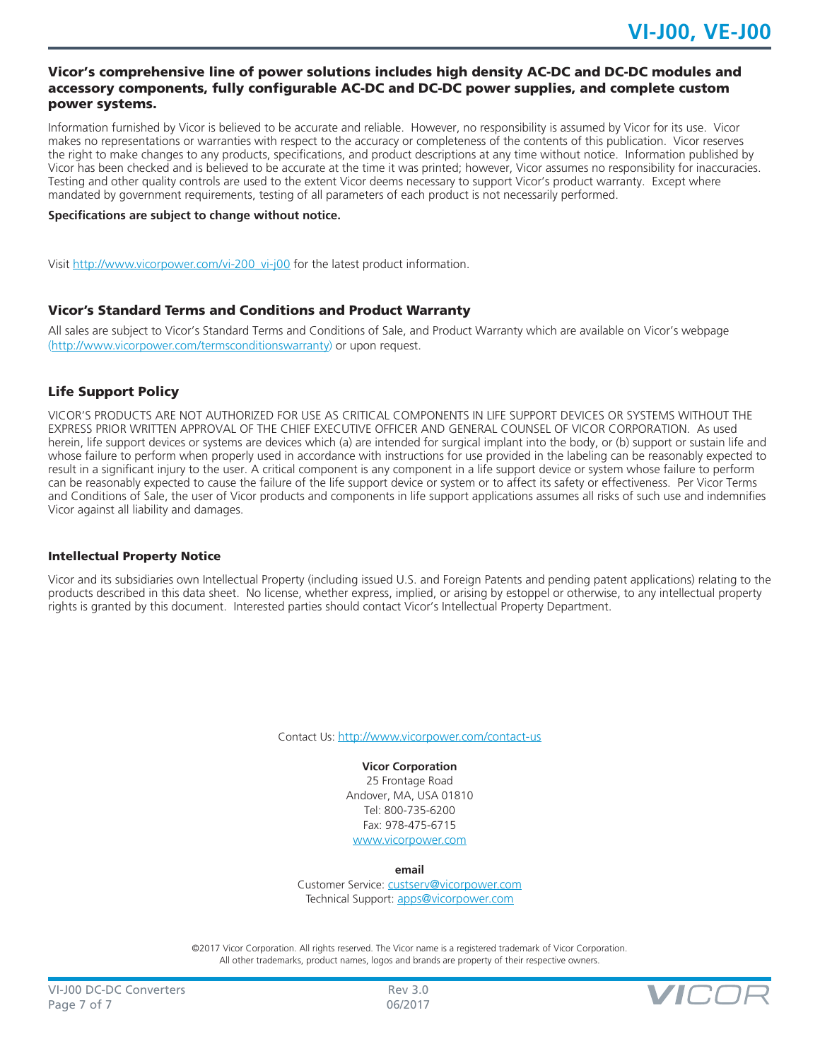## Vicor's comprehensive line of power solutions includes high density AC-DC and DC-DC modules and accessory components, fully configurable AC-DC and DC-DC power supplies, and complete custom power systems.

Information furnished by Vicor is believed to be accurate and reliable. However, no responsibility is assumed by Vicor for its use. Vicor makes no representations or warranties with respect to the accuracy or completeness of the contents of this publication. Vicor reserves the right to make changes to any products, specifications, and product descriptions at any time without notice. Information published by Vicor has been checked and is believed to be accurate at the time it was printed; however, Vicor assumes no responsibility for inaccuracies. Testing and other quality controls are used to the extent Vicor deems necessary to support Vicor's product warranty. Except where mandated by government requirements, testing of all parameters of each product is not necessarily performed.

**Specifications are subject to change without notice.**

Visit http://www.vicorpower.com/vi-200_vi-j00 for the latest product information.

### Vicor's Standard Terms and Conditions and Product Warranty

All sales are subject to Vicor's Standard Terms and Conditions of Sale, and Product Warranty which are available on Vicor's webpage (http://www.vicorpower.com/termsconditionswarranty) or upon request.

### Life Support Policy

VICOR'S PRODUCTS ARE NOT AUTHORIZED FOR USE AS CRITICAL COMPONENTS IN LIFE SUPPORT DEVICES OR SYSTEMS WITHOUT THE EXPRESS PRIOR WRITTEN APPROVAL OF THE CHIEF EXECUTIVE OFFICER AND GENERAL COUNSEL OF VICOR CORPORATION. As used herein, life support devices or systems are devices which (a) are intended for surgical implant into the body, or (b) support or sustain life and whose failure to perform when properly used in accordance with instructions for use provided in the labeling can be reasonably expected to result in a significant injury to the user. A critical component is any component in a life support device or system whose failure to perform can be reasonably expected to cause the failure of the life support device or system or to affect its safety or effectiveness. Per Vicor Terms and Conditions of Sale, the user of Vicor products and components in life support applications assumes all risks of such use and indemnifies Vicor against all liability and damages.

#### Intellectual Property Notice

Vicor and its subsidiaries own Intellectual Property (including issued U.S. and Foreign Patents and pending patent applications) relating to the products described in this data sheet. No license, whether express, implied, or arising by estoppel or otherwise, to any intellectual property rights is granted by this document. Interested parties should contact Vicor's Intellectual Property Department.

Contact Us: http://www.vicorpower.com/contact-us

**Vicor Corporation**
25 Frontage Road
Andover, MA, USA 01810
Tel: 800-735-6200
Fax: 978-475-6715
www.vicorpower.com

**email**
Customer Service: custserv@vicorpower.com
Technical Support: apps@vicorpower.com

©2017 Vicor Corporation. All rights reserved. The Vicor name is a registered trademark of Vicor Corporation.
All other trademarks, product names, logos and brands are property of their respective owners.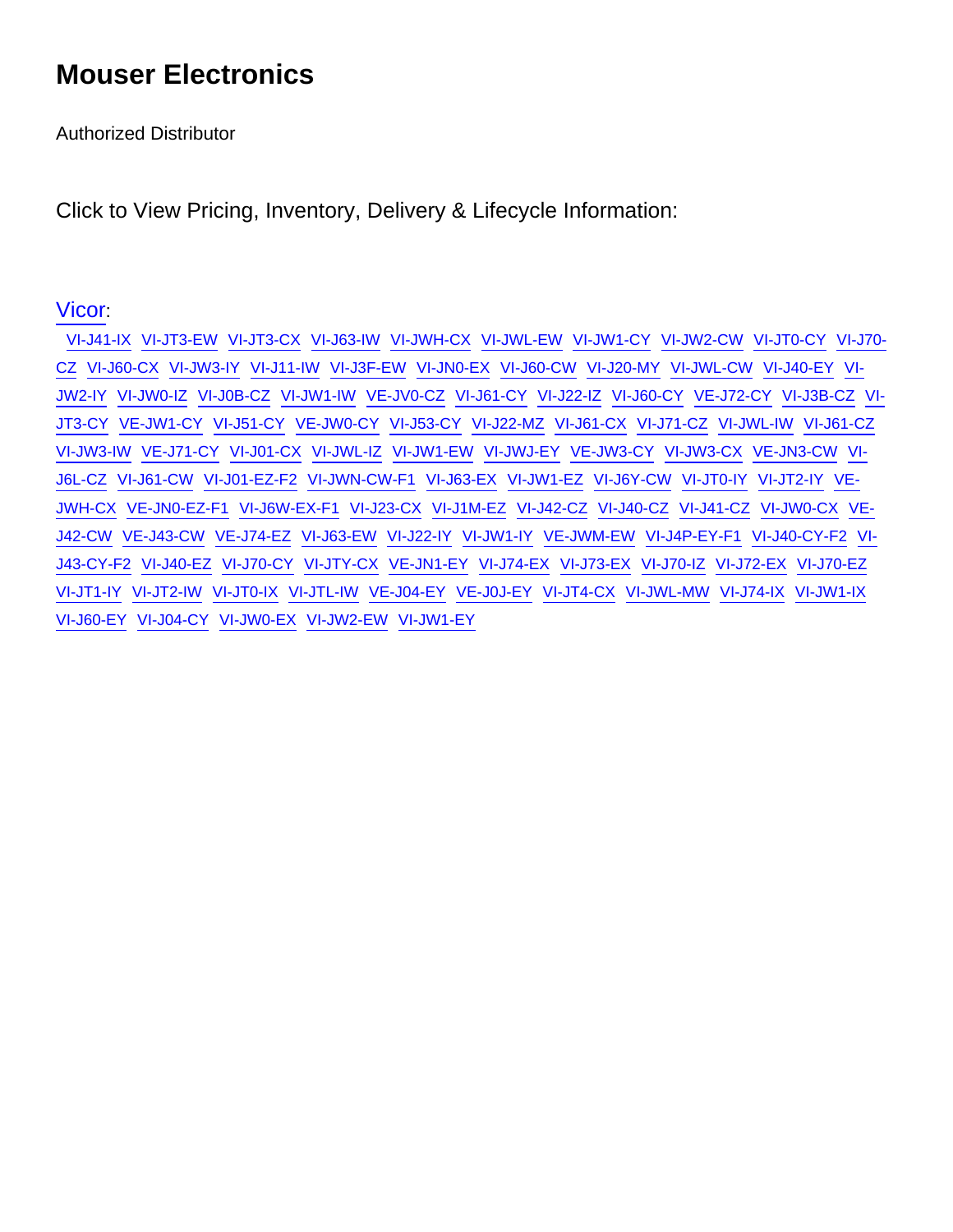# Mouser Electronics

Authorized Distributor

Click to View Pricing, Inventory, Delivery & Lifecycle Information:

Vicor:

VI-J41-IX VI-JT3-EW VI-JT3-CX VI-J63-IW VI-JWH-CX VI-JWL-EW VI-JW1-CY VI-JW2-CW VI-JT0-CY VI-J70-CZ VI-J60-CX VI-JW3-IY VI-J11-IW VI-J3F-EW VI-JN0-EX VI-J60-CW VI-J20-MY VI-JWL-CW VI-J40-EY VI-JW2-IY VI-JW0-IZ VI-J0B-CZ VI-JW1-IW VE-JV0-CZ VI-J61-CY VI-J22-IZ VI-J60-CY VE-J72-CY VI-J3B-CZ VI-JT3-CY VE-JW1-CY VI-J51-CY VE-JW0-CY VI-J53-CY VI-J22-MZ VI-J61-CX VI-J71-CZ VI-JWL-IW VI-J61-CZ VI-JW3-IW VE-J71-CY VI-J01-CX VI-JWL-IZ VI-JW1-EW VI-JWJ-EY VE-JW3-CY VI-JW3-CX VE-JN3-CW VI-J6L-CZ VI-J61-CW VI-J01-EZ-F2 VI-JWN-CW-F1 VI-J63-EX VI-JW1-EZ VI-J6Y-CW VI-JT0-IY VI-JT2-IY VE-JWH-CX VE-JN0-EZ-F1 VI-J6W-EX-F1 VI-J23-CX VI-J1M-EZ VI-J42-CZ VI-J40-CZ VI-J41-CZ VI-JW0-CX VE-J42-CW VE-J43-CW VE-J74-EZ VI-J63-EW VI-J22-IY VI-JW1-IY VE-JWM-EW VI-J4P-EY-F1 VI-J40-CY-F2 VI-J43-CY-F2 VI-J40-EZ VI-J70-CY VI-JTY-CX VE-JN1-EY VI-J74-EX VI-J73-EX VI-J70-IZ VI-J72-EX VI-J70-EZ VI-JT1-IY VI-JT2-IW VI-JT0-IX VI-JTL-IW VE-J04-EY VE-J0J-EY VI-JT4-CX VI-JWL-MW VI-J74-IX VI-JW1-IX VI-J60-EY VI-J04-CY VI-JW0-EX VI-JW2-EW VI-JW1-EY